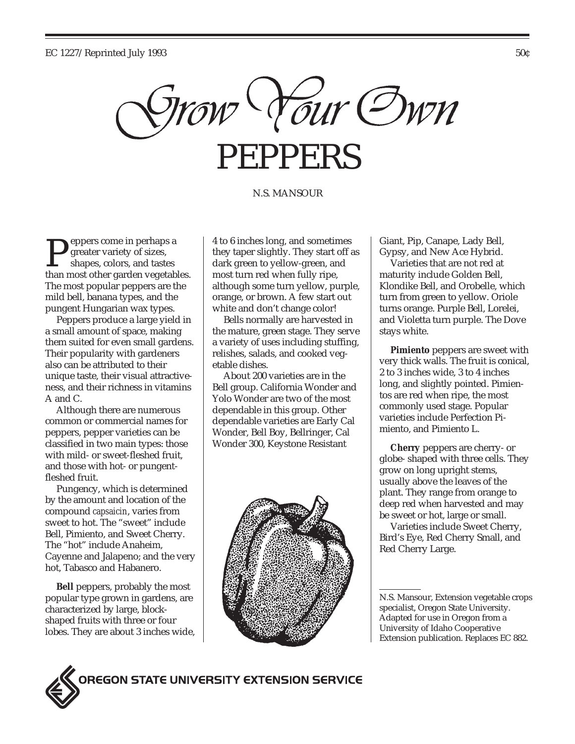EC 1227/Reprinted July 1993 50¢

# Grow Your Own PEPPERS

N.S. MANSOUR

Peppers come in perhaps a greater variety of sizes, shapes, colors, and tastes than most other garden vegetables. The most popular peppers are the mild bell, banana types, and the pungent Hungarian wax types.

Peppers produce a large yield in a small amount of space, making them suited for even small gardens. Their popularity with gardeners also can be attributed to their unique taste, their visual attractiveness, and their richness in vitamins A and C.

Although there are numerous common or commercial names for peppers, pepper varieties can be classified in two main types: those with mild- or sweet-fleshed fruit, and those with hot- or pungent-fleshed fruit.

Pungency, which is determined by the amount and location of the compound *capsaicin*, varies from sweet to hot. The "sweet" include Bell, Pimiento, and Sweet Cherry. The "hot" include Anaheim, Cayenne and Jalapeno; and the very hot, Tabasco and Habanero.

**Bell** peppers, probably the most popular type grown in gardens, are characterized by large, block-shaped fruits with three or four lobes. They are about 3 inches wide, 4 to 6 inches long, and sometimes they taper slightly. They start off as dark green to yellow-green, and most turn red when fully ripe, although some turn yellow, purple, orange, or brown. A few start out white and don't change color!

Bells normally are harvested in the mature, green stage. They serve a variety of uses including stuffing, relishes, salads, and cooked vegetable dishes.

About 200 varieties are in the Bell group. California Wonder and Yolo Wonder are two of the most dependable in this group. Other dependable varieties are Early Cal Wonder, Bell Boy, Bellringer, Cal Wonder 300, Keystone Resistant Giant, Pip, Canape, Lady Bell, Gypsy, and New Ace Hybrid.

Varieties that are not red at maturity include Golden Bell, Klondike Bell, and Orobelle, which turn from green to yellow. Oriole turns orange. Purple Bell, Lorelei, and Violetta turn purple. The Dove stays white.

**Pimiento** peppers are sweet with very thick walls. The fruit is conical, 2 to 3 inches wide, 3 to 4 inches long, and slightly pointed. Pimientos are red when ripe, the most commonly used stage. Popular varieties include Perfection Pimiento, and Pimiento L.

**Cherry** peppers are cherry- or globe- shaped with three cells. They grow on long upright stems, usually above the leaves of the plant. They range from orange to deep red when harvested and may be sweet or hot, large or small.

Varieties include Sweet Cherry, Bird's Eye, Red Cherry Small, and Red Cherry Large.

---

N.S. Mansour, Extension vegetable crops specialist, Oregon State University. Adapted for use in Oregon from a University of Idaho Cooperative Extension publication. Replaces EC 882.

OREGON STATE UNIVERSITY EXTENSION SERVICE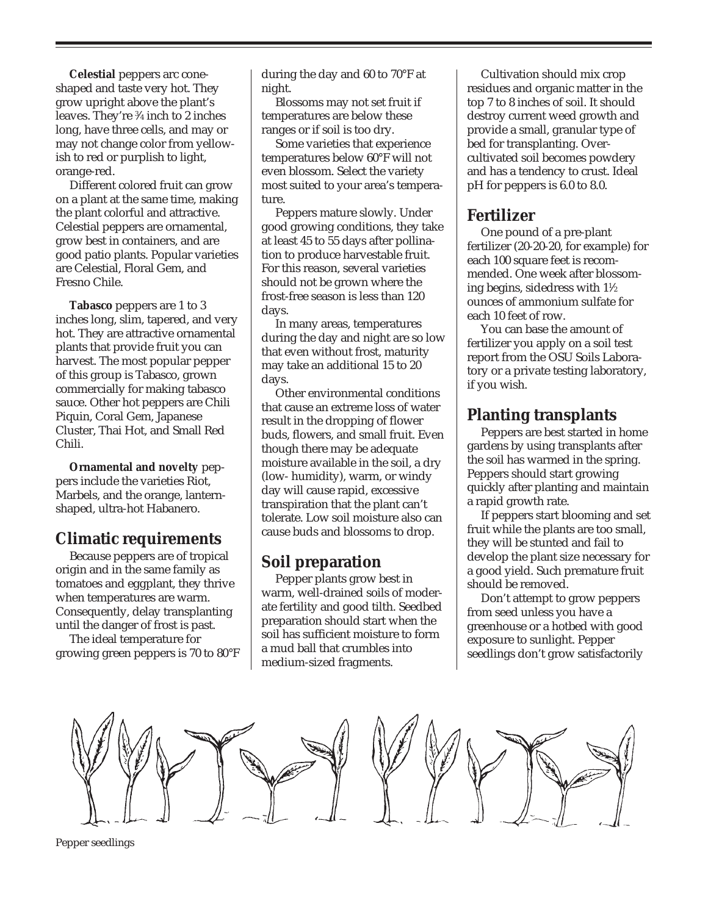**Celestial** peppers arc cone-shaped and taste very hot. They grow upright above the plant's leaves. They're ¾ inch to 2 inches long, have three cells, and may or may not change color from yellowish to red or purplish to light, orange-red.

Different colored fruit can grow on a plant at the same time, making the plant colorful and attractive. Celestial peppers are ornamental, grow best in containers, and are good patio plants. Popular varieties are Celestial, Floral Gem, and Fresno Chile.

**Tabasco** peppers are 1 to 3 inches long, slim, tapered, and very hot. They are attractive ornamental plants that provide fruit you can harvest. The most popular pepper of this group is Tabasco, grown commercially for making tabasco sauce. Other hot peppers are Chili Piquin, Coral Gem, Japanese Cluster, Thai Hot, and Small Red Chili.

**Ornamental and novelty** peppers include the varieties Riot, Marbels, and the orange, lantern-shaped, ultra-hot Habanero.

## Climatic requirements

Because peppers are of tropical origin and in the same family as tomatoes and eggplant, they thrive when temperatures are warm. Consequently, delay transplanting until the danger of frost is past.

The ideal temperature for growing green peppers is 70 to 80°F during the day and 60 to 70°F at night.

Blossoms may not set fruit if temperatures are below these ranges or if soil is too dry.

Some varieties that experience temperatures below 60°F will not even blossom. Select the variety most suited to your area's temperature.

Peppers mature slowly. Under good growing conditions, they take at least 45 to 55 days after pollination to produce harvestable fruit. For this reason, several varieties should not be grown where the frost-free season is less than 120 days.

In many areas, temperatures during the day and night are so low that even without frost, maturity may take an additional 15 to 20 days.

Other environmental conditions that cause an extreme loss of water result in the dropping of flower buds, flowers, and small fruit. Even though there may be adequate moisture available in the soil, a dry (low- humidity), warm, or windy day will cause rapid, excessive transpiration that the plant can't tolerate. Low soil moisture also can cause buds and blossoms to drop.

## Soil preparation

Pepper plants grow best in warm, well-drained soils of moderate fertility and good tilth. Seedbed preparation should start when the soil has sufficient moisture to form a mud ball that crumbles into medium-sized fragments.

Cultivation should mix crop residues and organic matter in the top 7 to 8 inches of soil. It should destroy current weed growth and provide a small, granular type of bed for transplanting. Over-cultivated soil becomes powdery and has a tendency to crust. Ideal pH for peppers is 6.0 to 8.0.

## Fertilizer

One pound of a pre-plant fertilizer (20-20-20, for example) for each 100 square feet is recommended. One week after blossoming begins, sidedress with 1½ ounces of ammonium sulfate for each 10 feet of row.

You can base the amount of fertilizer you apply on a soil test report from the OSU Soils Laboratory or a private testing laboratory, if you wish.

## Planting transplants

Peppers are best started in home gardens by using transplants after the soil has warmed in the spring. Peppers should start growing quickly after planting and maintain a rapid growth rate.

If peppers start blooming and set fruit while the plants are too small, they will be stunted and fail to develop the plant size necessary for a good yield. Such premature fruit should be removed.

Don't attempt to grow peppers from seed unless you have a greenhouse or a hotbed with good exposure to sunlight. Pepper seedlings don't grow satisfactorily

Pepper seedlings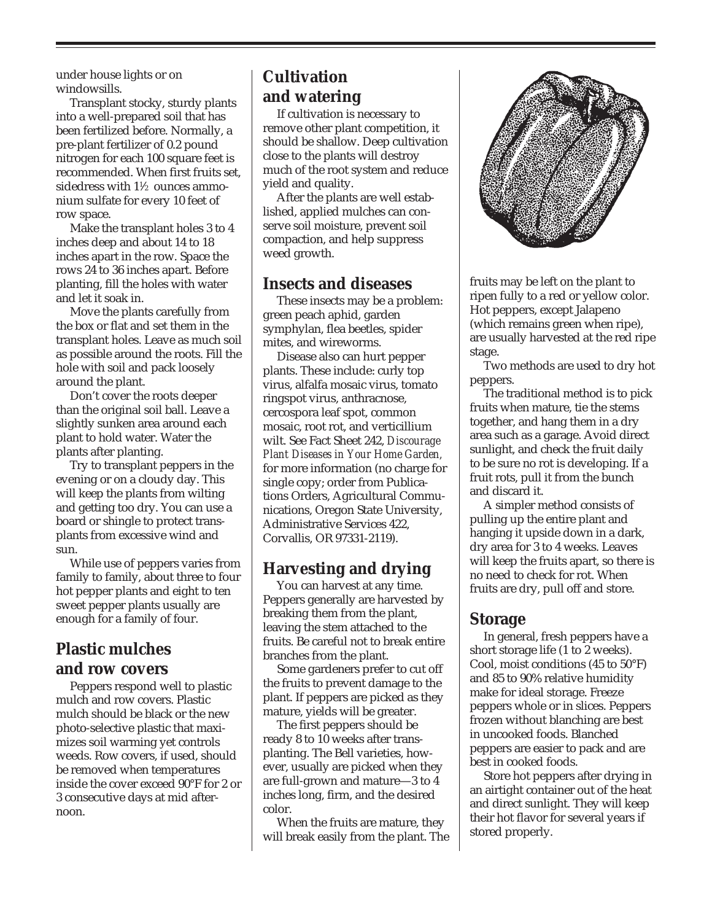under house lights or on windowsills.

Transplant stocky, sturdy plants into a well-prepared soil that has been fertilized before. Normally, a pre-plant fertilizer of 0.2 pound nitrogen for each 100 square feet is recommended. When first fruits set, sidedress with 1½ ounces ammonium sulfate for every 10 feet of row space.

Make the transplant holes 3 to 4 inches deep and about 14 to 18 inches apart in the row. Space the rows 24 to 36 inches apart. Before planting, fill the holes with water and let it soak in.

Move the plants carefully from the box or flat and set them in the transplant holes. Leave as much soil as possible around the roots. Fill the hole with soil and pack loosely around the plant.

Don't cover the roots deeper than the original soil ball. Leave a slightly sunken area around each plant to hold water. Water the plants after planting.

Try to transplant peppers in the evening or on a cloudy day. This will keep the plants from wilting and getting too dry. You can use a board or shingle to protect transplants from excessive wind and sun.

While use of peppers varies from family to family, about three to four hot pepper plants and eight to ten sweet pepper plants usually are enough for a family of four.

## Plastic mulches and row covers

Peppers respond well to plastic mulch and row covers. Plastic mulch should be black or the new photo-selective plastic that maximizes soil warming yet controls weeds. Row covers, if used, should be removed when temperatures inside the cover exceed 90°F for 2 or 3 consecutive days at mid afternoon.

## Cultivation and watering

If cultivation is necessary to remove other plant competition, it should be shallow. Deep cultivation close to the plants will destroy much of the root system and reduce yield and quality.

After the plants are well established, applied mulches can conserve soil moisture, prevent soil compaction, and help suppress weed growth.

## Insects and diseases

These insects may be a problem: green peach aphid, garden symphylan, flea beetles, spider mites, and wireworms.

Disease also can hurt pepper plants. These include: curly top virus, alfalfa mosaic virus, tomato ringspot virus, anthracnose, cercospora leaf spot, common mosaic, root rot, and verticillium wilt. See Fact Sheet 242, *Discourage Plant Diseases in Your Home Garden,* for more information (no charge for single copy; order from Publications Orders, Agricultural Communications, Oregon State University, Administrative Services 422, Corvallis, OR 97331-2119).

## Harvesting and drying

You can harvest at any time. Peppers generally are harvested by breaking them from the plant, leaving the stem attached to the fruits. Be careful not to break entire branches from the plant.

Some gardeners prefer to cut off the fruits to prevent damage to the plant. If peppers are picked as they mature, yields will be greater.

The first peppers should be ready 8 to 10 weeks after transplanting. The Bell varieties, however, usually are picked when they are full-grown and mature—3 to 4 inches long, firm, and the desired color.

When the fruits are mature, they will break easily from the plant. The fruits may be left on the plant to ripen fully to a red or yellow color. Hot peppers, except Jalapeno (which remains green when ripe), are usually harvested at the red ripe stage.

Two methods are used to dry hot peppers.

The traditional method is to pick fruits when mature, tie the stems together, and hang them in a dry area such as a garage. Avoid direct sunlight, and check the fruit daily to be sure no rot is developing. If a fruit rots, pull it from the bunch and discard it.

A simpler method consists of pulling up the entire plant and hanging it upside down in a dark, dry area for 3 to 4 weeks. Leaves will keep the fruits apart, so there is no need to check for rot. When fruits are dry, pull off and store.

## Storage

In general, fresh peppers have a short storage life (1 to 2 weeks). Cool, moist conditions (45 to 50°F) and 85 to 90% relative humidity make for ideal storage. Freeze peppers whole or in slices. Peppers frozen without blanching are best in uncooked foods. Blanched peppers are easier to pack and are best in cooked foods.

Store hot peppers after drying in an airtight container out of the heat and direct sunlight. They will keep their hot flavor for several years if stored properly.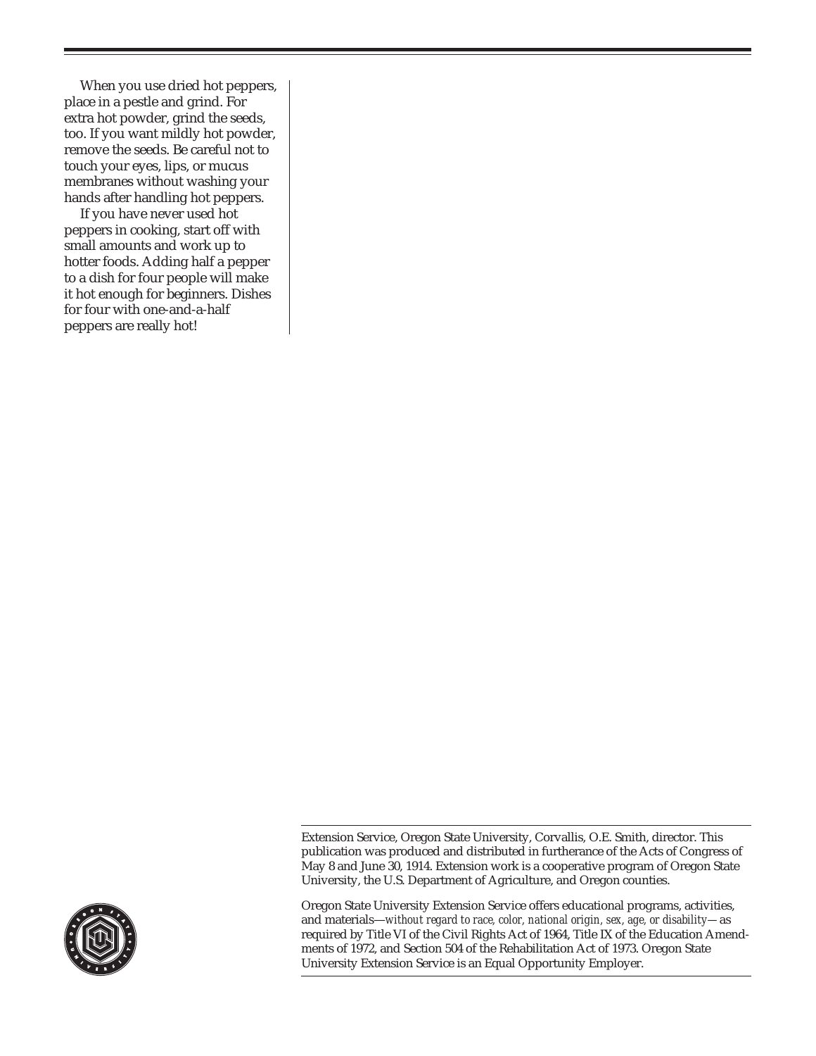When you use dried hot peppers, place in a pestle and grind. For extra hot powder, grind the seeds, too. If you want mildly hot powder, remove the seeds. Be careful not to touch your eyes, lips, or mucus membranes without washing your hands after handling hot peppers.

If you have never used hot peppers in cooking, start off with small amounts and work up to hotter foods. Adding half a pepper to a dish for four people will make it hot enough for beginners. Dishes for four with one-and-a-half peppers are really hot!

---

Extension Service, Oregon State University, Corvallis, O.E. Smith, director. This publication was produced and distributed in furtherance of the Acts of Congress of May 8 and June 30, 1914. Extension work is a cooperative program of Oregon State University, the U.S. Department of Agriculture, and Oregon counties.

Oregon State University Extension Service offers educational programs, activities, and materials—*without regard to race, color, national origin, sex, age, or disability*—as required by Title VI of the Civil Rights Act of 1964, Title IX of the Education Amendments of 1972, and Section 504 of the Rehabilitation Act of 1973. Oregon State University Extension Service is an Equal Opportunity Employer.